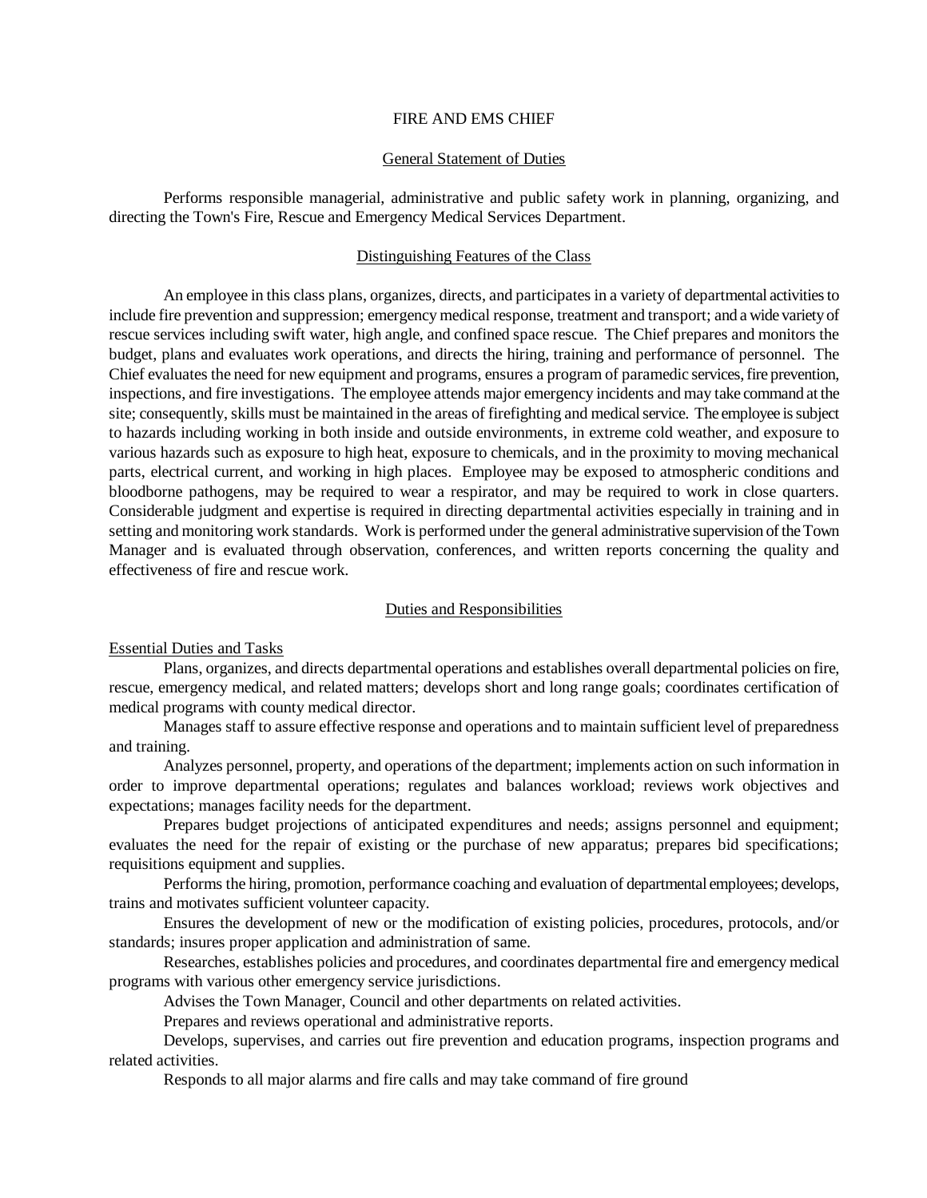# FIRE AND EMS CHIEF

## General Statement of Duties

Performs responsible managerial, administrative and public safety work in planning, organizing, and directing the Town's Fire, Rescue and Emergency Medical Services Department.

## Distinguishing Features of the Class

An employee in this class plans, organizes, directs, and participates in a variety of departmental activities to include fire prevention and suppression; emergency medical response, treatment and transport; and a wide variety of rescue services including swift water, high angle, and confined space rescue. The Chief prepares and monitors the budget, plans and evaluates work operations, and directs the hiring, training and performance of personnel. The Chief evaluates the need for new equipment and programs, ensures a program of paramedic services, fire prevention, inspections, and fire investigations. The employee attends major emergency incidents and may take command at the site; consequently, skills must be maintained in the areas of firefighting and medical service. The employee is subject to hazards including working in both inside and outside environments, in extreme cold weather, and exposure to various hazards such as exposure to high heat, exposure to chemicals, and in the proximity to moving mechanical parts, electrical current, and working in high places. Employee may be exposed to atmospheric conditions and bloodborne pathogens, may be required to wear a respirator, and may be required to work in close quarters. Considerable judgment and expertise is required in directing departmental activities especially in training and in setting and monitoring work standards. Work is performed under the general administrative supervision of the Town Manager and is evaluated through observation, conferences, and written reports concerning the quality and effectiveness of fire and rescue work.

## Duties and Responsibilities

### Essential Duties and Tasks

Plans, organizes, and directs departmental operations and establishes overall departmental policies on fire, rescue, emergency medical, and related matters; develops short and long range goals; coordinates certification of medical programs with county medical director.

Manages staff to assure effective response and operations and to maintain sufficient level of preparedness and training.

Analyzes personnel, property, and operations of the department; implements action on such information in order to improve departmental operations; regulates and balances workload; reviews work objectives and expectations; manages facility needs for the department.

Prepares budget projections of anticipated expenditures and needs; assigns personnel and equipment; evaluates the need for the repair of existing or the purchase of new apparatus; prepares bid specifications; requisitions equipment and supplies.

Performs the hiring, promotion, performance coaching and evaluation of departmental employees; develops, trains and motivates sufficient volunteer capacity.

Ensures the development of new or the modification of existing policies, procedures, protocols, and/or standards; insures proper application and administration of same.

Researches, establishes policies and procedures, and coordinates departmental fire and emergency medical programs with various other emergency service jurisdictions.

Advises the Town Manager, Council and other departments on related activities.

Prepares and reviews operational and administrative reports.

Develops, supervises, and carries out fire prevention and education programs, inspection programs and related activities.

Responds to all major alarms and fire calls and may take command of fire ground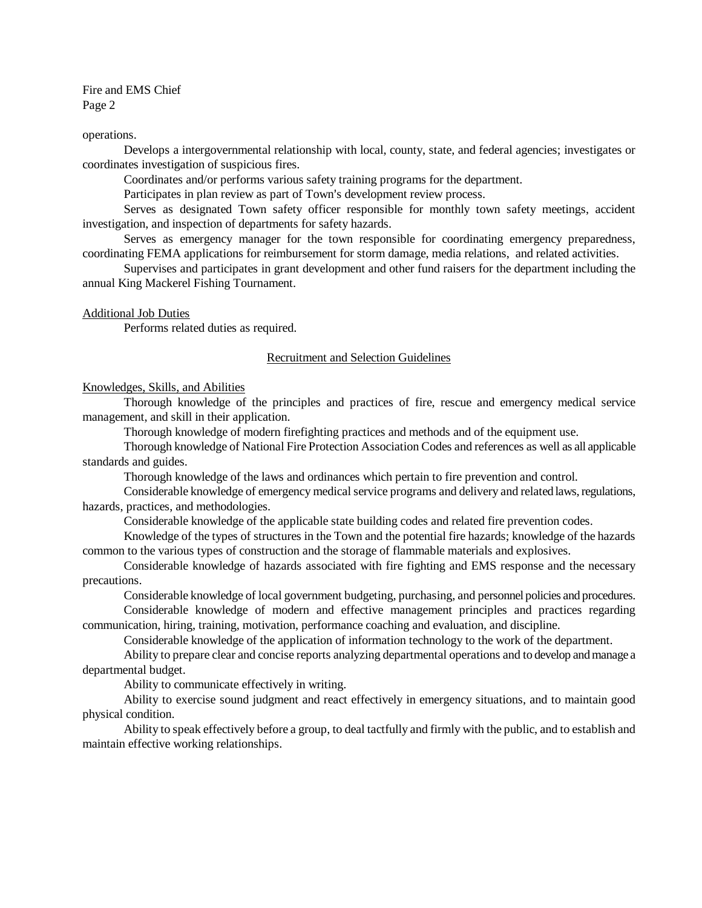operations.

Develops a intergovernmental relationship with local, county, state, and federal agencies; investigates or coordinates investigation of suspicious fires.

Coordinates and/or performs various safety training programs for the department.

Participates in plan review as part of Town's development review process.

Serves as designated Town safety officer responsible for monthly town safety meetings, accident investigation, and inspection of departments for safety hazards.

Serves as emergency manager for the town responsible for coordinating emergency preparedness, coordinating FEMA applications for reimbursement for storm damage, media relations, and related activities.

Supervises and participates in grant development and other fund raisers for the department including the annual King Mackerel Fishing Tournament.

Additional Job Duties

Performs related duties as required.

## Recruitment and Selection Guidelines

### Knowledges, Skills, and Abilities

Thorough knowledge of the principles and practices of fire, rescue and emergency medical service management, and skill in their application.

Thorough knowledge of modern firefighting practices and methods and of the equipment use.

Thorough knowledge of National Fire Protection Association Codes and references as well as all applicable standards and guides.

Thorough knowledge of the laws and ordinances which pertain to fire prevention and control.

Considerable knowledge of emergency medical service programs and delivery and related laws, regulations, hazards, practices, and methodologies.

Considerable knowledge of the applicable state building codes and related fire prevention codes.

Knowledge of the types of structures in the Town and the potential fire hazards; knowledge of the hazards common to the various types of construction and the storage of flammable materials and explosives.

Considerable knowledge of hazards associated with fire fighting and EMS response and the necessary precautions.

Considerable knowledge of local government budgeting, purchasing, and personnel policies and procedures.

Considerable knowledge of modern and effective management principles and practices regarding communication, hiring, training, motivation, performance coaching and evaluation, and discipline.

Considerable knowledge of the application of information technology to the work of the department.

Ability to prepare clear and concise reports analyzing departmental operations and to develop and manage a departmental budget.

Ability to communicate effectively in writing.

Ability to exercise sound judgment and react effectively in emergency situations, and to maintain good physical condition.

Ability to speak effectively before a group, to deal tactfully and firmly with the public, and to establish and maintain effective working relationships.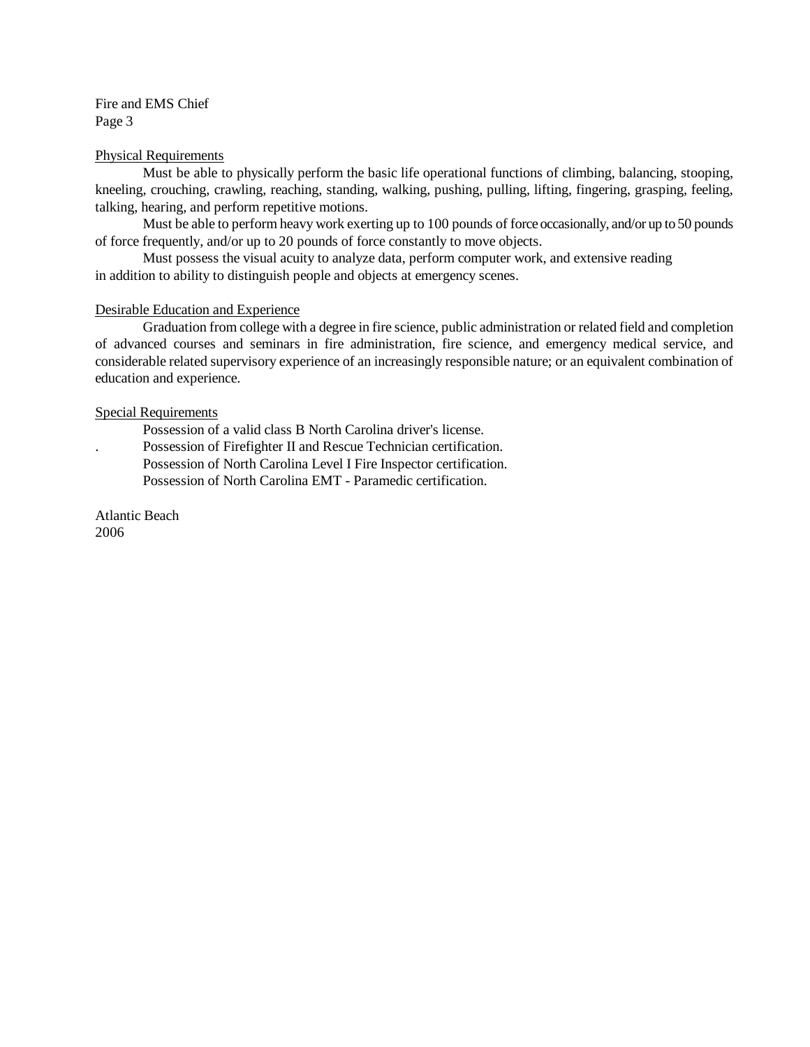## Physical Requirements

Must be able to physically perform the basic life operational functions of climbing, balancing, stooping, kneeling, crouching, crawling, reaching, standing, walking, pushing, pulling, lifting, fingering, grasping, feeling, talking, hearing, and perform repetitive motions.

Must be able to perform heavy work exerting up to 100 pounds of force occasionally, and/or up to 50 pounds of force frequently, and/or up to 20 pounds of force constantly to move objects.

Must possess the visual acuity to analyze data, perform computer work, and extensive reading in addition to ability to distinguish people and objects at emergency scenes.

## Desirable Education and Experience

Graduation from college with a degree in fire science, public administration or related field and completion of advanced courses and seminars in fire administration, fire science, and emergency medical service, and considerable related supervisory experience of an increasingly responsible nature; or an equivalent combination of education and experience.

## Special Requirements

Possession of a valid class B North Carolina driver's license.
. Possession of Firefighter II and Rescue Technician certification.
Possession of North Carolina Level I Fire Inspector certification.
Possession of North Carolina EMT - Paramedic certification.

Atlantic Beach
2006